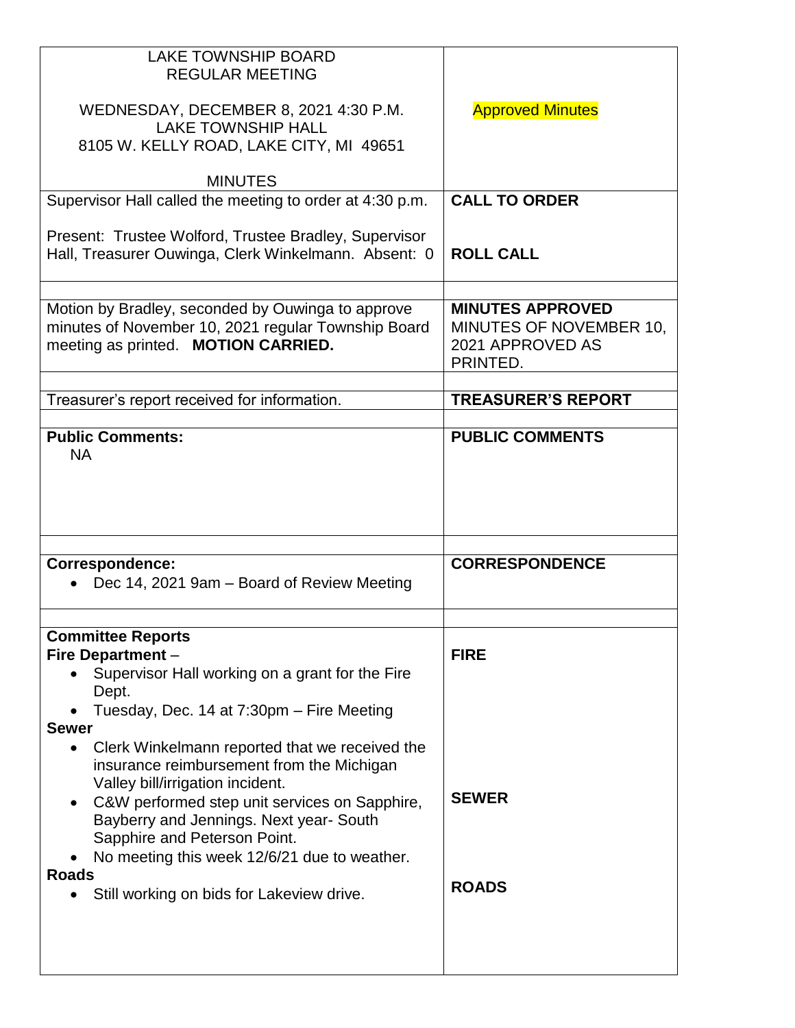| LAKE TOWNSHIP BOARD<br>REGULAR MEETING<br><br>WEDNESDAY, DECEMBER 8, 2021 4:30 P.M.<br>LAKE TOWNSHIP HALL<br>8105 W. KELLY ROAD, LAKE CITY, MI 49651<br><br>MINUTES | Approved Minutes |
| --- | --- |
| Supervisor Hall called the meeting to order at 4:30 p.m.<br><br>Present: Trustee Wolford, Trustee Bradley, Supervisor Hall, Treasurer Ouwinga, Clerk Winkelmann. Absent: 0 | **CALL TO ORDER**<br><br>**ROLL CALL** |
| | |
| Motion by Bradley, seconded by Ouwinga to approve minutes of November 10, 2021 regular Township Board meeting as printed. **MOTION CARRIED.** | **MINUTES APPROVED**<br>MINUTES OF NOVEMBER 10, 2021 APPROVED AS PRINTED. |
| | |
| Treasurer's report received for information. | **TREASURER'S REPORT** |
| | |
| **Public Comments:**<br>NA | **PUBLIC COMMENTS** |
| | |
| **Correspondence:**<br>• Dec 14, 2021 9am – Board of Review Meeting | **CORRESPONDENCE** |
| | |
| **Committee Reports**<br>**Fire Department** –<br>• Supervisor Hall working on a grant for the Fire Dept.<br>• Tuesday, Dec. 14 at 7:30pm – Fire Meeting<br>**Sewer**<br>• Clerk Winkelmann reported that we received the insurance reimbursement from the Michigan Valley bill/irrigation incident.<br>• C&W performed step unit services on Sapphire, Bayberry and Jennings. Next year- South Sapphire and Peterson Point.<br>• No meeting this week 12/6/21 due to weather.<br>**Roads**<br>• Still working on bids for Lakeview drive. | **FIRE**<br><br>**SEWER**<br><br>**ROADS** |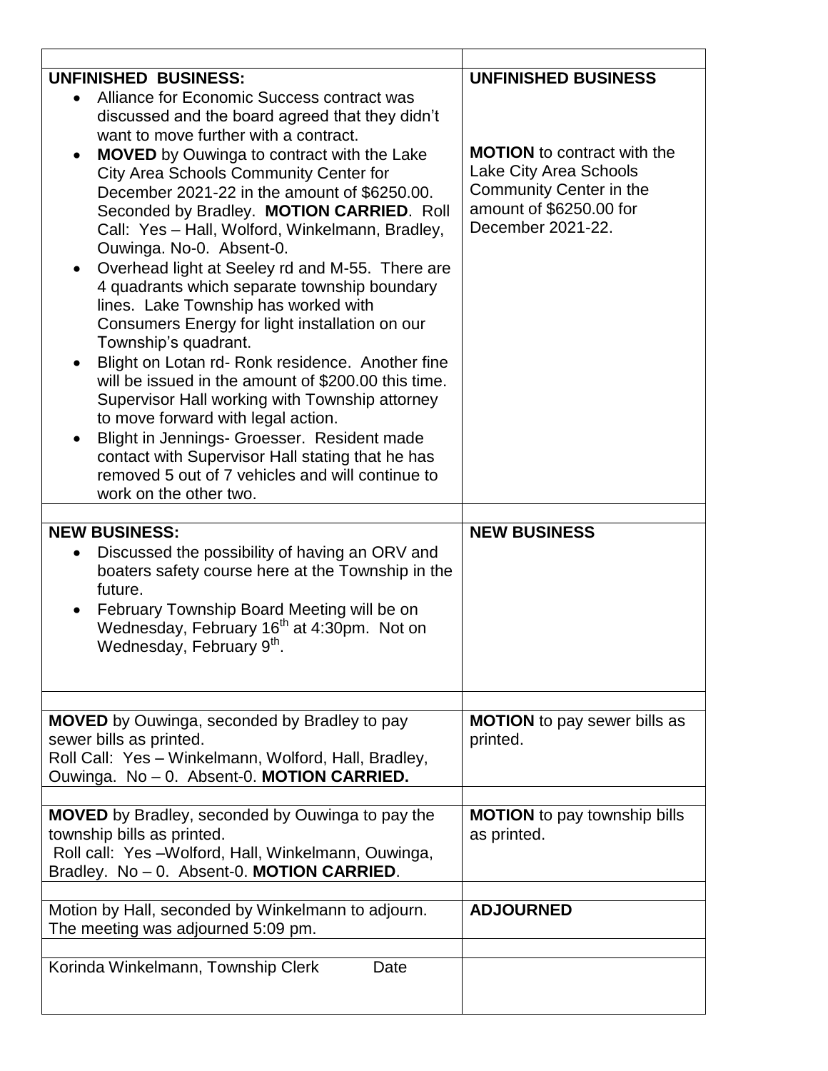| | |
|---|---|
| **UNFINISHED BUSINESS:**<br>• Alliance for Economic Success contract was discussed and the board agreed that they didn't want to move further with a contract.<br>• **MOVED** by Ouwinga to contract with the Lake City Area Schools Community Center for December 2021-22 in the amount of $6250.00. Seconded by Bradley. **MOTION CARRIED**. Roll Call: Yes – Hall, Wolford, Winkelmann, Bradley, Ouwinga. No-0. Absent-0.<br>• Overhead light at Seeley rd and M-55. There are 4 quadrants which separate township boundary lines. Lake Township has worked with Consumers Energy for light installation on our Township's quadrant.<br>• Blight on Lotan rd- Ronk residence. Another fine will be issued in the amount of $200.00 this time. Supervisor Hall working with Township attorney to move forward with legal action.<br>• Blight in Jennings- Groesser. Resident made contact with Supervisor Hall stating that he has removed 5 out of 7 vehicles and will continue to work on the other two. | **UNFINISHED BUSINESS**<br><br>**MOTION** to contract with the Lake City Area Schools Community Center in the amount of $6250.00 for December 2021-22. |
| | |
| **NEW BUSINESS:**<br>• Discussed the possibility of having an ORV and boaters safety course here at the Township in the future.<br>• February Township Board Meeting will be on Wednesday, February 16th at 4:30pm. Not on Wednesday, February 9th. | **NEW BUSINESS** |
| | |
| **MOVED** by Ouwinga, seconded by Bradley to pay sewer bills as printed.<br>Roll Call: Yes – Winkelmann, Wolford, Hall, Bradley, Ouwinga. No – 0. Absent-0. **MOTION CARRIED.** | **MOTION** to pay sewer bills as printed. |
| | |
| **MOVED** by Bradley, seconded by Ouwinga to pay the township bills as printed.<br>Roll call: Yes –Wolford, Hall, Winkelmann, Ouwinga, Bradley. No – 0. Absent-0. **MOTION CARRIED**. | **MOTION** to pay township bills as printed. |
| | |
| Motion by Hall, seconded by Winkelmann to adjourn. The meeting was adjourned 5:09 pm. | **ADJOURNED** |
| | |
| Korinda Winkelmann, Township Clerk Date | |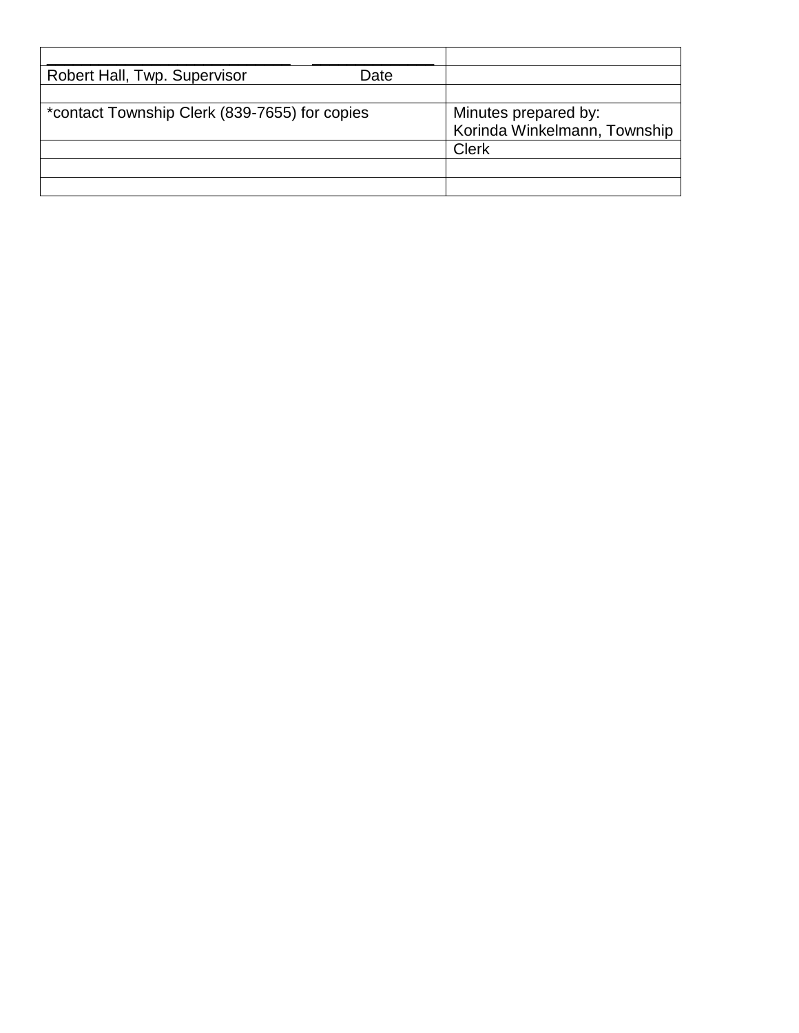| | |
|---|---|
| ____________________________ ______________ | |
| Robert Hall, Twp. Supervisor Date | |
| | |
| *contact Township Clerk (839-7655) for copies | Minutes prepared by: Korinda Winkelmann, Township |
| | Clerk |
| | |
| | |